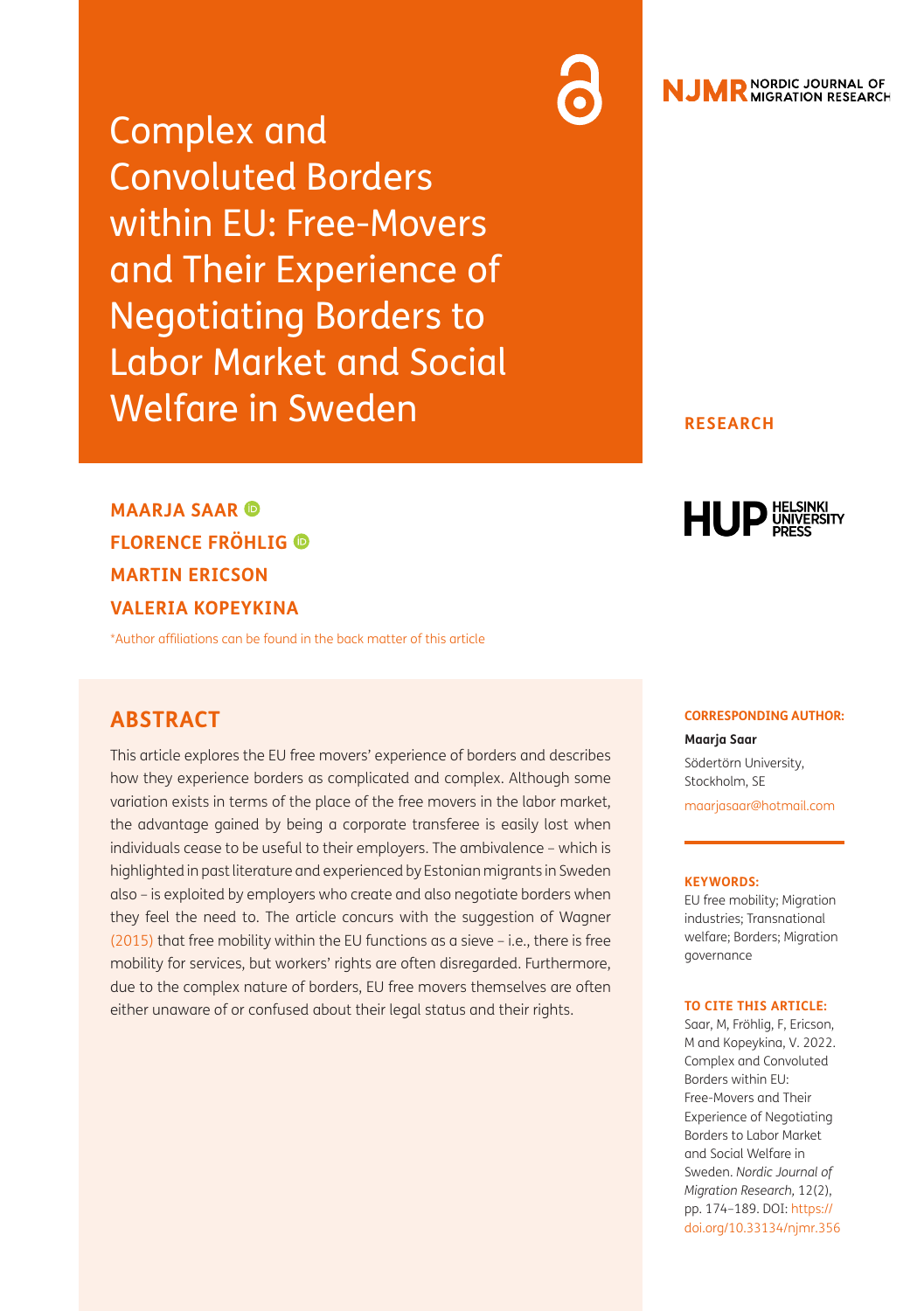# Complex and Convoluted Borders within EU: Free-Movers and Their Experience of Negotiating Borders to Labor Market and Social Welfare in Sweden

RESEARCH

**MAARJA SAAR**
**FLORENCE FRÖHLIG**
**MARTIN ERICSON**
**VALERIA KOPEYKINA**

*Author affiliations can be found in the back matter of this article

## ABSTRACT

This article explores the EU free movers' experience of borders and describes how they experience borders as complicated and complex. Although some variation exists in terms of the place of the free movers in the labor market, the advantage gained by being a corporate transferee is easily lost when individuals cease to be useful to their employers. The ambivalence – which is highlighted in past literature and experienced by Estonian migrants in Sweden also – is exploited by employers who create and also negotiate borders when they feel the need to. The article concurs with the suggestion of Wagner (2015) that free mobility within the EU functions as a sieve – i.e., there is free mobility for services, but workers' rights are often disregarded. Furthermore, due to the complex nature of borders, EU free movers themselves are often either unaware of or confused about their legal status and their rights.

**CORRESPONDING AUTHOR:**

**Maarja Saar**

Södertörn University, Stockholm, SE

maarjasaar@hotmail.com

**KEYWORDS:**

EU free mobility; Migration industries; Transnational welfare; Borders; Migration governance

**TO CITE THIS ARTICLE:**

Saar, M, Fröhlig, F, Ericson, M and Kopeykina, V. 2022. Complex and Convoluted Borders within EU: Free-Movers and Their Experience of Negotiating Borders to Labor Market and Social Welfare in Sweden. *Nordic Journal of Migration Research,* 12(2), pp. 174–189. DOI: https://doi.org/10.33134/njmr.356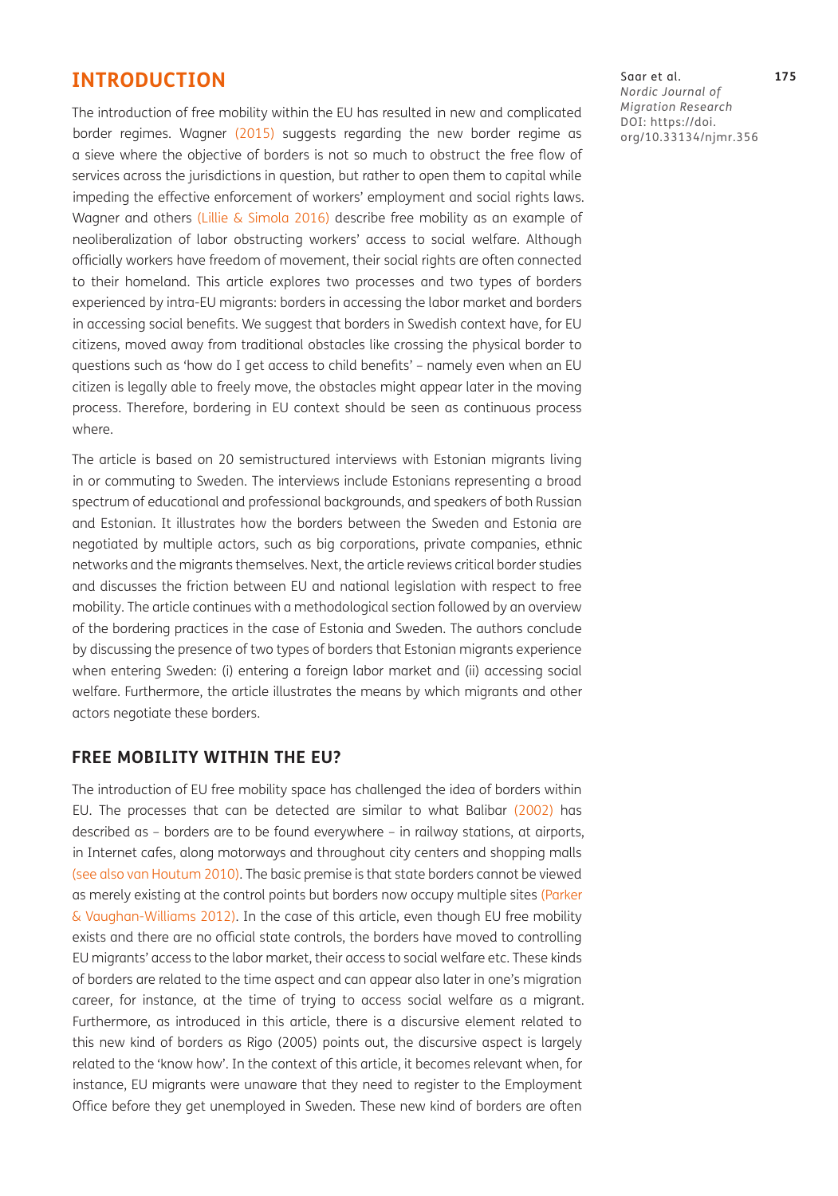# INTRODUCTION

The introduction of free mobility within the EU has resulted in new and complicated border regimes. Wagner (2015) suggests regarding the new border regime as a sieve where the objective of borders is not so much to obstruct the free flow of services across the jurisdictions in question, but rather to open them to capital while impeding the effective enforcement of workers' employment and social rights laws. Wagner and others (Lillie & Simola 2016) describe free mobility as an example of neoliberalization of labor obstructing workers' access to social welfare. Although officially workers have freedom of movement, their social rights are often connected to their homeland. This article explores two processes and two types of borders experienced by intra-EU migrants: borders in accessing the labor market and borders in accessing social benefits. We suggest that borders in Swedish context have, for EU citizens, moved away from traditional obstacles like crossing the physical border to questions such as 'how do I get access to child benefits' – namely even when an EU citizen is legally able to freely move, the obstacles might appear later in the moving process. Therefore, bordering in EU context should be seen as continuous process where.

The article is based on 20 semistructured interviews with Estonian migrants living in or commuting to Sweden. The interviews include Estonians representing a broad spectrum of educational and professional backgrounds, and speakers of both Russian and Estonian. It illustrates how the borders between the Sweden and Estonia are negotiated by multiple actors, such as big corporations, private companies, ethnic networks and the migrants themselves. Next, the article reviews critical border studies and discusses the friction between EU and national legislation with respect to free mobility. The article continues with a methodological section followed by an overview of the bordering practices in the case of Estonia and Sweden. The authors conclude by discussing the presence of two types of borders that Estonian migrants experience when entering Sweden: (i) entering a foreign labor market and (ii) accessing social welfare. Furthermore, the article illustrates the means by which migrants and other actors negotiate these borders.

## FREE MOBILITY WITHIN THE EU?

The introduction of EU free mobility space has challenged the idea of borders within EU. The processes that can be detected are similar to what Balibar (2002) has described as – borders are to be found everywhere – in railway stations, at airports, in Internet cafes, along motorways and throughout city centers and shopping malls (see also van Houtum 2010). The basic premise is that state borders cannot be viewed as merely existing at the control points but borders now occupy multiple sites (Parker & Vaughan-Williams 2012). In the case of this article, even though EU free mobility exists and there are no official state controls, the borders have moved to controlling EU migrants' access to the labor market, their access to social welfare etc. These kinds of borders are related to the time aspect and can appear also later in one's migration career, for instance, at the time of trying to access social welfare as a migrant. Furthermore, as introduced in this article, there is a discursive element related to this new kind of borders as Rigo (2005) points out, the discursive aspect is largely related to the 'know how'. In the context of this article, it becomes relevant when, for instance, EU migrants were unaware that they need to register to the Employment Office before they get unemployed in Sweden. These new kind of borders are often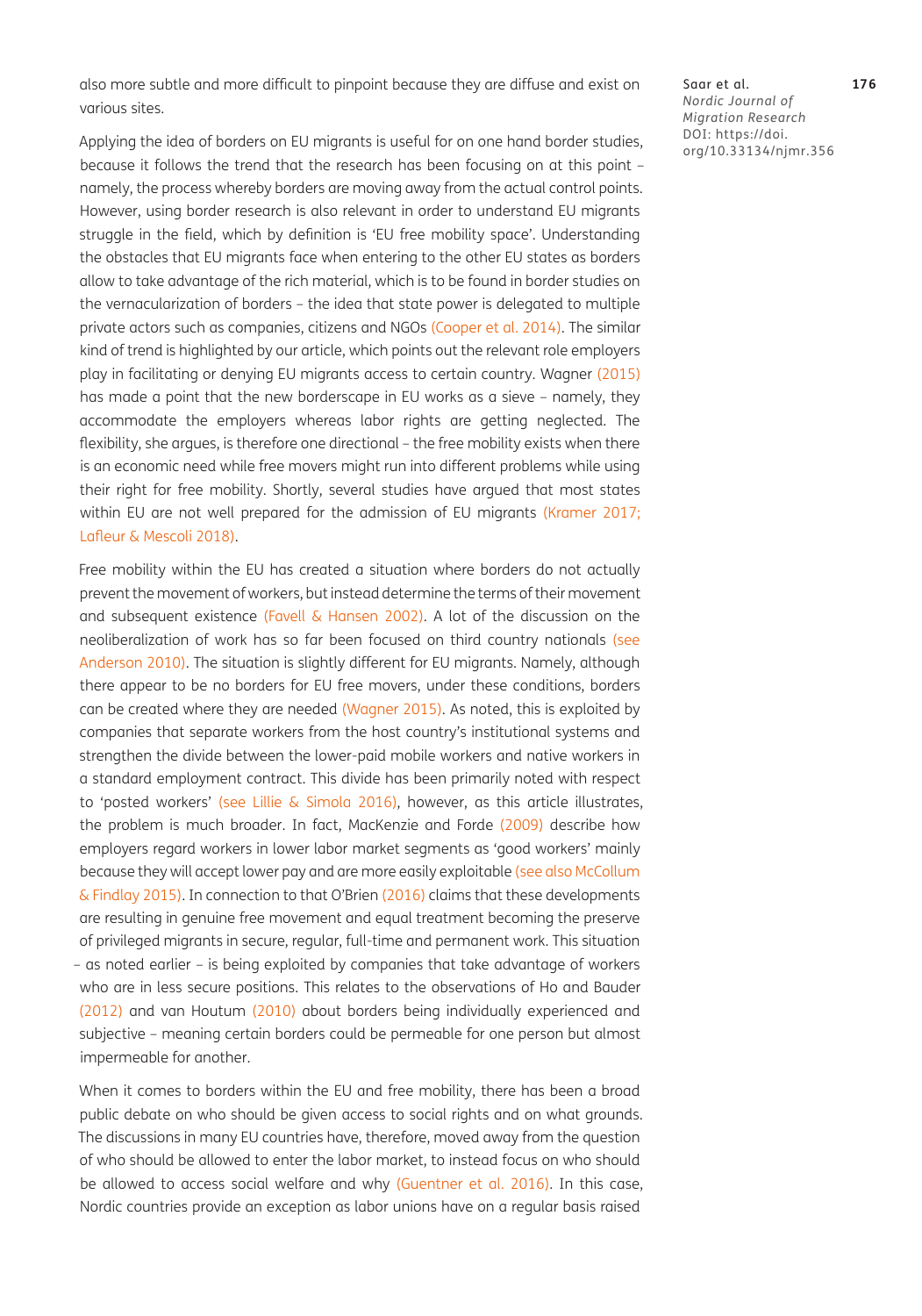also more subtle and more difficult to pinpoint because they are diffuse and exist on various sites.

Applying the idea of borders on EU migrants is useful for on one hand border studies, because it follows the trend that the research has been focusing on at this point – namely, the process whereby borders are moving away from the actual control points. However, using border research is also relevant in order to understand EU migrants struggle in the field, which by definition is 'EU free mobility space'. Understanding the obstacles that EU migrants face when entering to the other EU states as borders allow to take advantage of the rich material, which is to be found in border studies on the vernacularization of borders – the idea that state power is delegated to multiple private actors such as companies, citizens and NGOs (Cooper et al. 2014). The similar kind of trend is highlighted by our article, which points out the relevant role employers play in facilitating or denying EU migrants access to certain country. Wagner (2015) has made a point that the new borderscape in EU works as a sieve – namely, they accommodate the employers whereas labor rights are getting neglected. The flexibility, she argues, is therefore one directional – the free mobility exists when there is an economic need while free movers might run into different problems while using their right for free mobility. Shortly, several studies have argued that most states within EU are not well prepared for the admission of EU migrants (Kramer 2017; Lafleur & Mescoli 2018).

Free mobility within the EU has created a situation where borders do not actually prevent the movement of workers, but instead determine the terms of their movement and subsequent existence (Favell & Hansen 2002). A lot of the discussion on the neoliberalization of work has so far been focused on third country nationals (see Anderson 2010). The situation is slightly different for EU migrants. Namely, although there appear to be no borders for EU free movers, under these conditions, borders can be created where they are needed (Wagner 2015). As noted, this is exploited by companies that separate workers from the host country's institutional systems and strengthen the divide between the lower-paid mobile workers and native workers in a standard employment contract. This divide has been primarily noted with respect to 'posted workers' (see Lillie & Simola 2016), however, as this article illustrates, the problem is much broader. In fact, MacKenzie and Forde (2009) describe how employers regard workers in lower labor market segments as 'good workers' mainly because they will accept lower pay and are more easily exploitable (see also McCollum & Findlay 2015). In connection to that O'Brien (2016) claims that these developments are resulting in genuine free movement and equal treatment becoming the preserve of privileged migrants in secure, regular, full-time and permanent work. This situation – as noted earlier – is being exploited by companies that take advantage of workers who are in less secure positions. This relates to the observations of Ho and Bauder (2012) and van Houtum (2010) about borders being individually experienced and subjective – meaning certain borders could be permeable for one person but almost impermeable for another.

When it comes to borders within the EU and free mobility, there has been a broad public debate on who should be given access to social rights and on what grounds. The discussions in many EU countries have, therefore, moved away from the question of who should be allowed to enter the labor market, to instead focus on who should be allowed to access social welfare and why (Guentner et al. 2016). In this case, Nordic countries provide an exception as labor unions have on a regular basis raised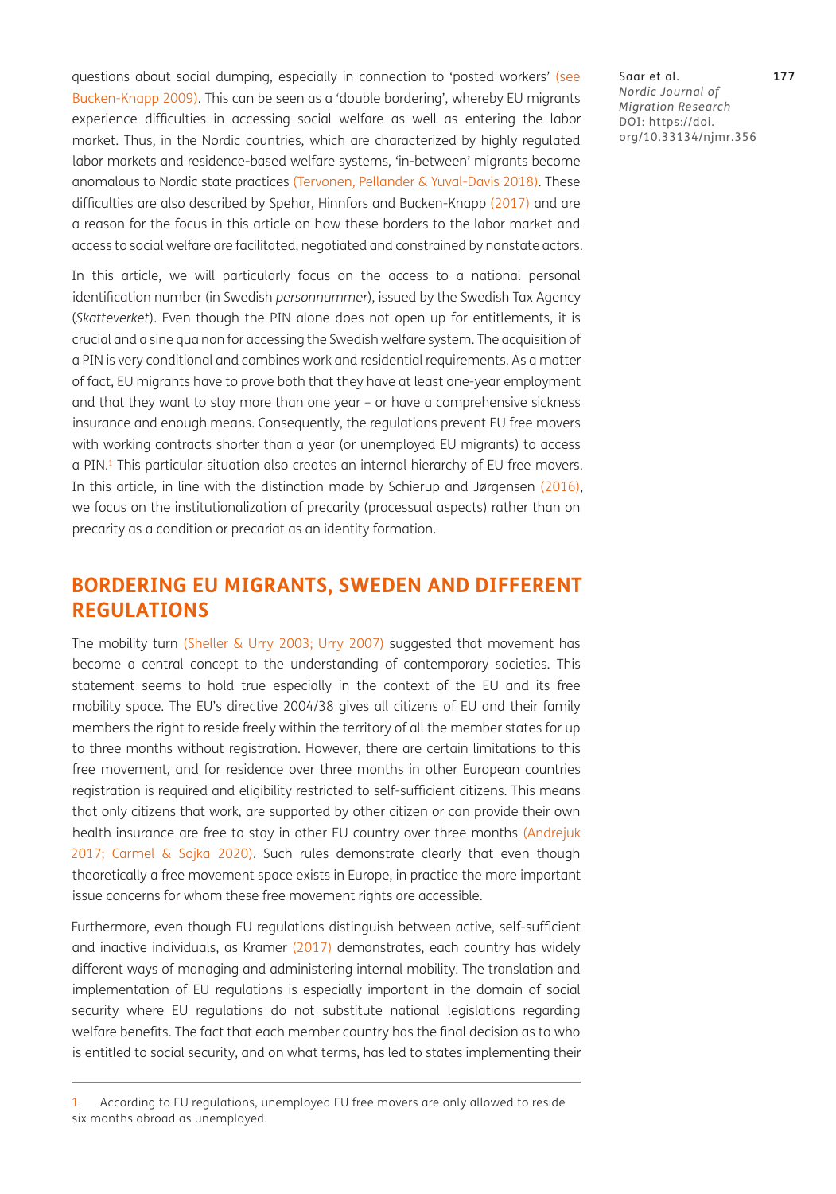questions about social dumping, especially in connection to 'posted workers' (see Bucken-Knapp 2009). This can be seen as a 'double bordering', whereby EU migrants experience difficulties in accessing social welfare as well as entering the labor market. Thus, in the Nordic countries, which are characterized by highly regulated labor markets and residence-based welfare systems, 'in-between' migrants become anomalous to Nordic state practices (Tervonen, Pellander & Yuval-Davis 2018). These difficulties are also described by Spehar, Hinnfors and Bucken-Knapp (2017) and are a reason for the focus in this article on how these borders to the labor market and access to social welfare are facilitated, negotiated and constrained by nonstate actors.

In this article, we will particularly focus on the access to a national personal identification number (in Swedish *personnummer*), issued by the Swedish Tax Agency (*Skatteverket*). Even though the PIN alone does not open up for entitlements, it is crucial and a sine qua non for accessing the Swedish welfare system. The acquisition of a PIN is very conditional and combines work and residential requirements. As a matter of fact, EU migrants have to prove both that they have at least one-year employment and that they want to stay more than one year – or have a comprehensive sickness insurance and enough means. Consequently, the regulations prevent EU free movers with working contracts shorter than a year (or unemployed EU migrants) to access a PIN.[1] This particular situation also creates an internal hierarchy of EU free movers. In this article, in line with the distinction made by Schierup and Jørgensen (2016), we focus on the institutionalization of precarity (processual aspects) rather than on precarity as a condition or precariat as an identity formation.

## BORDERING EU MIGRANTS, SWEDEN AND DIFFERENT REGULATIONS

The mobility turn (Sheller & Urry 2003; Urry 2007) suggested that movement has become a central concept to the understanding of contemporary societies. This statement seems to hold true especially in the context of the EU and its free mobility space. The EU's directive 2004/38 gives all citizens of EU and their family members the right to reside freely within the territory of all the member states for up to three months without registration. However, there are certain limitations to this free movement, and for residence over three months in other European countries registration is required and eligibility restricted to self-sufficient citizens. This means that only citizens that work, are supported by other citizen or can provide their own health insurance are free to stay in other EU country over three months (Andrejuk 2017; Carmel & Sojka 2020). Such rules demonstrate clearly that even though theoretically a free movement space exists in Europe, in practice the more important issue concerns for whom these free movement rights are accessible.

Furthermore, even though EU regulations distinguish between active, self-sufficient and inactive individuals, as Kramer (2017) demonstrates, each country has widely different ways of managing and administering internal mobility. The translation and implementation of EU regulations is especially important in the domain of social security where EU regulations do not substitute national legislations regarding welfare benefits. The fact that each member country has the final decision as to who is entitled to social security, and on what terms, has led to states implementing their

---

1 According to EU regulations, unemployed EU free movers are only allowed to reside six months abroad as unemployed.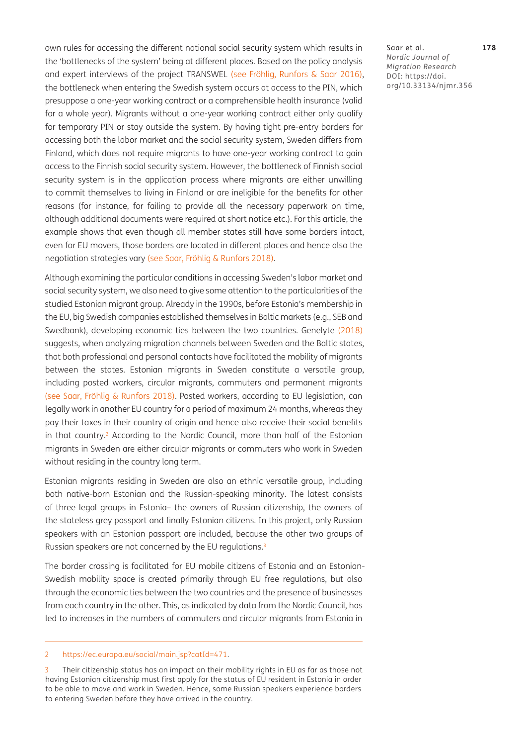own rules for accessing the different national social security system which results in the 'bottlenecks of the system' being at different places. Based on the policy analysis and expert interviews of the project TRANSWEL (see Fröhlig, Runfors & Saar 2016), the bottleneck when entering the Swedish system occurs at access to the PIN, which presuppose a one-year working contract or a comprehensible health insurance (valid for a whole year). Migrants without a one-year working contract either only qualify for temporary PIN or stay outside the system. By having tight pre-entry borders for accessing both the labor market and the social security system, Sweden differs from Finland, which does not require migrants to have one-year working contract to gain access to the Finnish social security system. However, the bottleneck of Finnish social security system is in the application process where migrants are either unwilling to commit themselves to living in Finland or are ineligible for the benefits for other reasons (for instance, for failing to provide all the necessary paperwork on time, although additional documents were required at short notice etc.). For this article, the example shows that even though all member states still have some borders intact, even for EU movers, those borders are located in different places and hence also the negotiation strategies vary (see Saar, Fröhlig & Runfors 2018).

Although examining the particular conditions in accessing Sweden's labor market and social security system, we also need to give some attention to the particularities of the studied Estonian migrant group. Already in the 1990s, before Estonia's membership in the EU, big Swedish companies established themselves in Baltic markets (e.g., SEB and Swedbank), developing economic ties between the two countries. Genelyte (2018) suggests, when analyzing migration channels between Sweden and the Baltic states, that both professional and personal contacts have facilitated the mobility of migrants between the states. Estonian migrants in Sweden constitute a versatile group, including posted workers, circular migrants, commuters and permanent migrants (see Saar, Fröhlig & Runfors 2018). Posted workers, according to EU legislation, can legally work in another EU country for a period of maximum 24 months, whereas they pay their taxes in their country of origin and hence also receive their social benefits in that country.[2] According to the Nordic Council, more than half of the Estonian migrants in Sweden are either circular migrants or commuters who work in Sweden without residing in the country long term.

Estonian migrants residing in Sweden are also an ethnic versatile group, including both native-born Estonian and the Russian-speaking minority. The latest consists of three legal groups in Estonia– the owners of Russian citizenship, the owners of the stateless grey passport and finally Estonian citizens. In this project, only Russian speakers with an Estonian passport are included, because the other two groups of Russian speakers are not concerned by the EU regulations.[3]

The border crossing is facilitated for EU mobile citizens of Estonia and an Estonian-Swedish mobility space is created primarily through EU free regulations, but also through the economic ties between the two countries and the presence of businesses from each country in the other. This, as indicated by data from the Nordic Council, has led to increases in the numbers of commuters and circular migrants from Estonia in

---

2 https://ec.europa.eu/social/main.jsp?catId=471.

3 Their citizenship status has an impact on their mobility rights in EU as far as those not having Estonian citizenship must first apply for the status of EU resident in Estonia in order to be able to move and work in Sweden. Hence, some Russian speakers experience borders to entering Sweden before they have arrived in the country.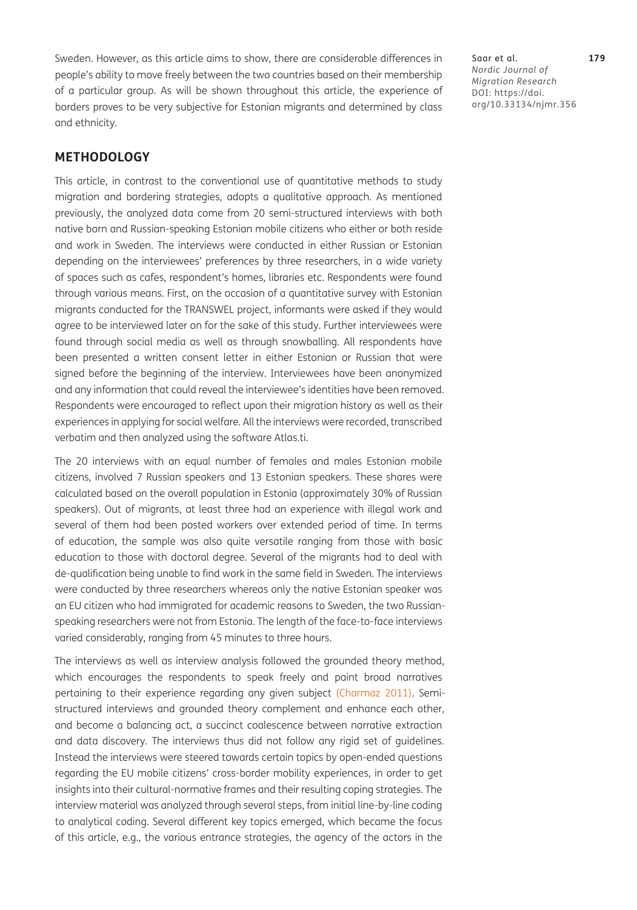Sweden. However, as this article aims to show, there are considerable differences in people's ability to move freely between the two countries based on their membership of a particular group. As will be shown throughout this article, the experience of borders proves to be very subjective for Estonian migrants and determined by class and ethnicity.

## METHODOLOGY

This article, in contrast to the conventional use of quantitative methods to study migration and bordering strategies, adopts a qualitative approach. As mentioned previously, the analyzed data come from 20 semi-structured interviews with both native born and Russian-speaking Estonian mobile citizens who either or both reside and work in Sweden. The interviews were conducted in either Russian or Estonian depending on the interviewees' preferences by three researchers, in a wide variety of spaces such as cafes, respondent's homes, libraries etc. Respondents were found through various means. First, on the occasion of a quantitative survey with Estonian migrants conducted for the TRANSWEL project, informants were asked if they would agree to be interviewed later on for the sake of this study. Further interviewees were found through social media as well as through snowballing. All respondents have been presented a written consent letter in either Estonian or Russian that were signed before the beginning of the interview. Interviewees have been anonymized and any information that could reveal the interviewee's identities have been removed. Respondents were encouraged to reflect upon their migration history as well as their experiences in applying for social welfare. All the interviews were recorded, transcribed verbatim and then analyzed using the software Atlas.ti.

The 20 interviews with an equal number of females and males Estonian mobile citizens, involved 7 Russian speakers and 13 Estonian speakers. These shares were calculated based on the overall population in Estonia (approximately 30% of Russian speakers). Out of migrants, at least three had an experience with illegal work and several of them had been posted workers over extended period of time. In terms of education, the sample was also quite versatile ranging from those with basic education to those with doctoral degree. Several of the migrants had to deal with de-qualification being unable to find work in the same field in Sweden. The interviews were conducted by three researchers whereas only the native Estonian speaker was an EU citizen who had immigrated for academic reasons to Sweden, the two Russian-speaking researchers were not from Estonia. The length of the face-to-face interviews varied considerably, ranging from 45 minutes to three hours.

The interviews as well as interview analysis followed the grounded theory method, which encourages the respondents to speak freely and paint broad narratives pertaining to their experience regarding any given subject (Charmaz 2011). Semi-structured interviews and grounded theory complement and enhance each other, and become a balancing act, a succinct coalescence between narrative extraction and data discovery. The interviews thus did not follow any rigid set of guidelines. Instead the interviews were steered towards certain topics by open-ended questions regarding the EU mobile citizens' cross-border mobility experiences, in order to get insights into their cultural-normative frames and their resulting coping strategies. The interview material was analyzed through several steps, from initial line-by-line coding to analytical coding. Several different key topics emerged, which became the focus of this article, e.g., the various entrance strategies, the agency of the actors in the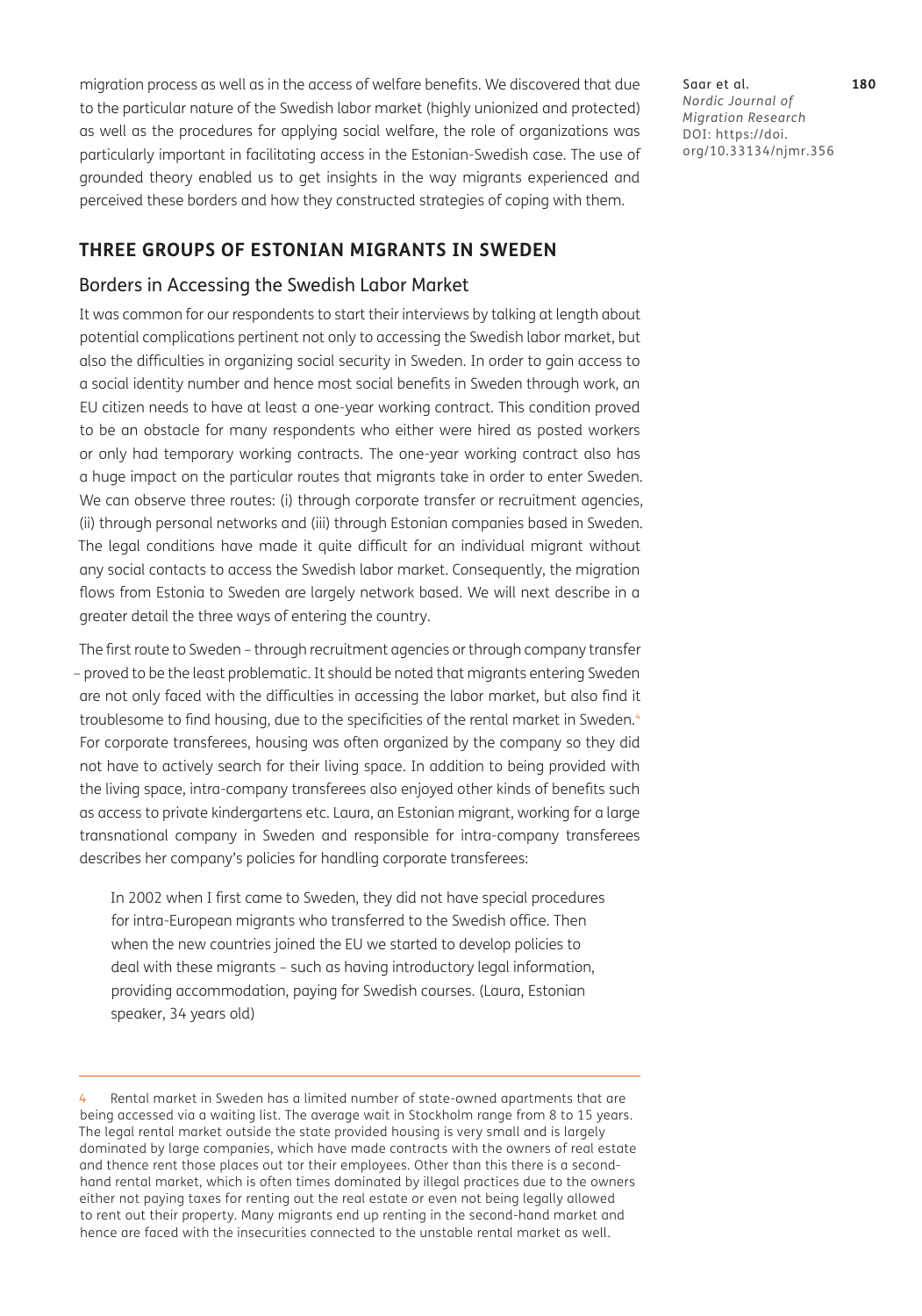migration process as well as in the access of welfare benefits. We discovered that due to the particular nature of the Swedish labor market (highly unionized and protected) as well as the procedures for applying social welfare, the role of organizations was particularly important in facilitating access in the Estonian-Swedish case. The use of grounded theory enabled us to get insights in the way migrants experienced and perceived these borders and how they constructed strategies of coping with them.

## THREE GROUPS OF ESTONIAN MIGRANTS IN SWEDEN

### Borders in Accessing the Swedish Labor Market

It was common for our respondents to start their interviews by talking at length about potential complications pertinent not only to accessing the Swedish labor market, but also the difficulties in organizing social security in Sweden. In order to gain access to a social identity number and hence most social benefits in Sweden through work, an EU citizen needs to have at least a one-year working contract. This condition proved to be an obstacle for many respondents who either were hired as posted workers or only had temporary working contracts. The one-year working contract also has a huge impact on the particular routes that migrants take in order to enter Sweden. We can observe three routes: (i) through corporate transfer or recruitment agencies, (ii) through personal networks and (iii) through Estonian companies based in Sweden. The legal conditions have made it quite difficult for an individual migrant without any social contacts to access the Swedish labor market. Consequently, the migration flows from Estonia to Sweden are largely network based. We will next describe in a greater detail the three ways of entering the country.

The first route to Sweden – through recruitment agencies or through company transfer – proved to be the least problematic. It should be noted that migrants entering Sweden are not only faced with the difficulties in accessing the labor market, but also find it troublesome to find housing, due to the specificities of the rental market in Sweden.[4] For corporate transferees, housing was often organized by the company so they did not have to actively search for their living space. In addition to being provided with the living space, intra-company transferees also enjoyed other kinds of benefits such as access to private kindergartens etc. Laura, an Estonian migrant, working for a large transnational company in Sweden and responsible for intra-company transferees describes her company's policies for handling corporate transferees:

> In 2002 when I first came to Sweden, they did not have special procedures for intra-European migrants who transferred to the Swedish office. Then when the new countries joined the EU we started to develop policies to deal with these migrants – such as having introductory legal information, providing accommodation, paying for Swedish courses. (Laura, Estonian speaker, 34 years old)

---

4 Rental market in Sweden has a limited number of state-owned apartments that are being accessed via a waiting list. The average wait in Stockholm range from 8 to 15 years. The legal rental market outside the state provided housing is very small and is largely dominated by large companies, which have made contracts with the owners of real estate and thence rent those places out tor their employees. Other than this there is a second-hand rental market, which is often times dominated by illegal practices due to the owners either not paying taxes for renting out the real estate or even not being legally allowed to rent out their property. Many migrants end up renting in the second-hand market and hence are faced with the insecurities connected to the unstable rental market as well.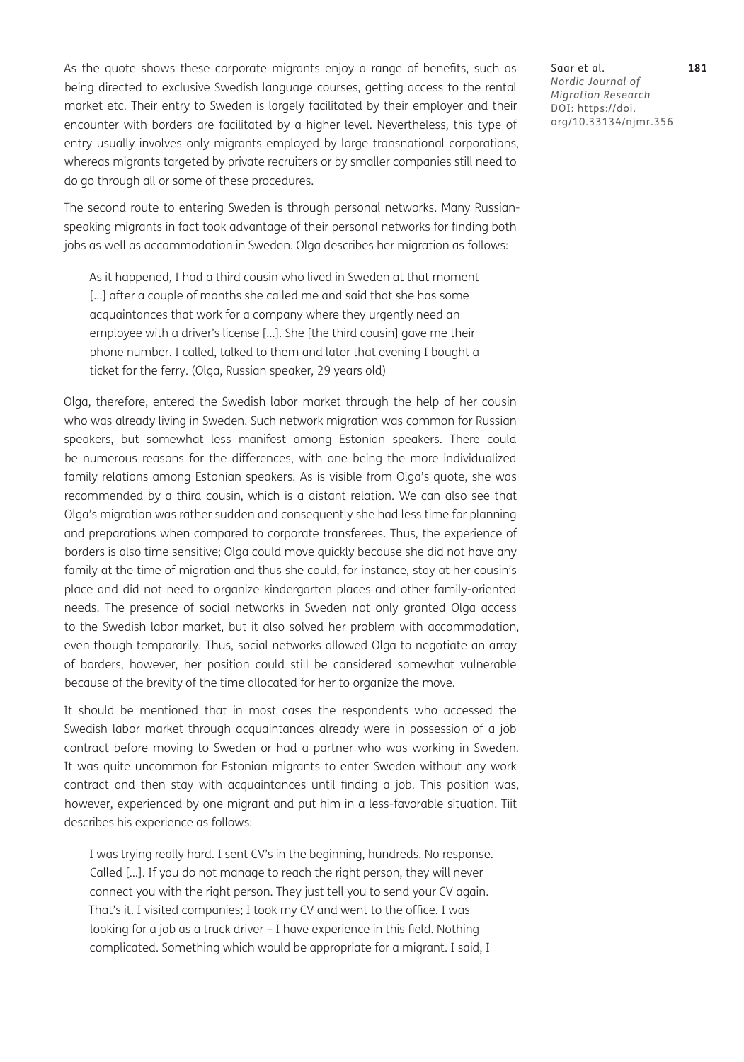As the quote shows these corporate migrants enjoy a range of benefits, such as being directed to exclusive Swedish language courses, getting access to the rental market etc. Their entry to Sweden is largely facilitated by their employer and their encounter with borders are facilitated by a higher level. Nevertheless, this type of entry usually involves only migrants employed by large transnational corporations, whereas migrants targeted by private recruiters or by smaller companies still need to do go through all or some of these procedures.

The second route to entering Sweden is through personal networks. Many Russian-speaking migrants in fact took advantage of their personal networks for finding both jobs as well as accommodation in Sweden. Olga describes her migration as follows:

> As it happened, I had a third cousin who lived in Sweden at that moment [...] after a couple of months she called me and said that she has some acquaintances that work for a company where they urgently need an employee with a driver's license [...]. She [the third cousin] gave me their phone number. I called, talked to them and later that evening I bought a ticket for the ferry. (Olga, Russian speaker, 29 years old)

Olga, therefore, entered the Swedish labor market through the help of her cousin who was already living in Sweden. Such network migration was common for Russian speakers, but somewhat less manifest among Estonian speakers. There could be numerous reasons for the differences, with one being the more individualized family relations among Estonian speakers. As is visible from Olga's quote, she was recommended by a third cousin, which is a distant relation. We can also see that Olga's migration was rather sudden and consequently she had less time for planning and preparations when compared to corporate transferees. Thus, the experience of borders is also time sensitive; Olga could move quickly because she did not have any family at the time of migration and thus she could, for instance, stay at her cousin's place and did not need to organize kindergarten places and other family-oriented needs. The presence of social networks in Sweden not only granted Olga access to the Swedish labor market, but it also solved her problem with accommodation, even though temporarily. Thus, social networks allowed Olga to negotiate an array of borders, however, her position could still be considered somewhat vulnerable because of the brevity of the time allocated for her to organize the move.

It should be mentioned that in most cases the respondents who accessed the Swedish labor market through acquaintances already were in possession of a job contract before moving to Sweden or had a partner who was working in Sweden. It was quite uncommon for Estonian migrants to enter Sweden without any work contract and then stay with acquaintances until finding a job. This position was, however, experienced by one migrant and put him in a less-favorable situation. Tiit describes his experience as follows:

> I was trying really hard. I sent CV's in the beginning, hundreds. No response. Called [...]. If you do not manage to reach the right person, they will never connect you with the right person. They just tell you to send your CV again. That's it. I visited companies; I took my CV and went to the office. I was looking for a job as a truck driver – I have experience in this field. Nothing complicated. Something which would be appropriate for a migrant. I said, I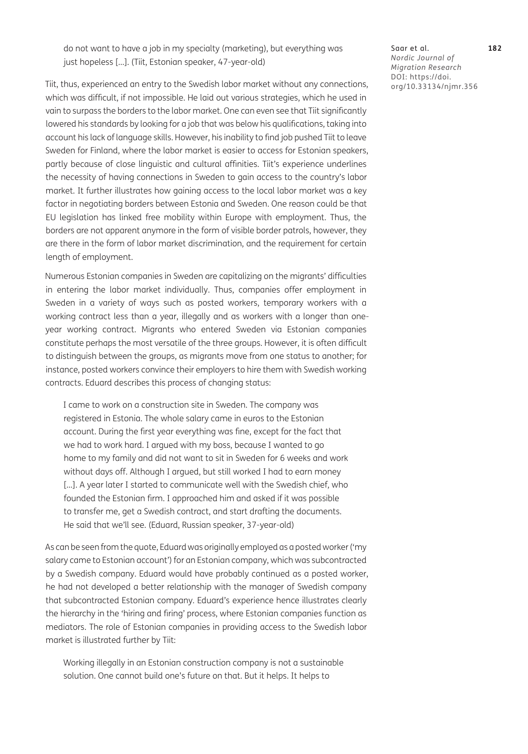> do not want to have a job in my specialty (marketing), but everything was just hopeless [...]. (Tiit, Estonian speaker, 47-year-old)

Tiit, thus, experienced an entry to the Swedish labor market without any connections, which was difficult, if not impossible. He laid out various strategies, which he used in vain to surpass the borders to the labor market. One can even see that Tiit significantly lowered his standards by looking for a job that was below his qualifications, taking into account his lack of language skills. However, his inability to find job pushed Tiit to leave Sweden for Finland, where the labor market is easier to access for Estonian speakers, partly because of close linguistic and cultural affinities. Tiit's experience underlines the necessity of having connections in Sweden to gain access to the country's labor market. It further illustrates how gaining access to the local labor market was a key factor in negotiating borders between Estonia and Sweden. One reason could be that EU legislation has linked free mobility within Europe with employment. Thus, the borders are not apparent anymore in the form of visible border patrols, however, they are there in the form of labor market discrimination, and the requirement for certain length of employment.

Numerous Estonian companies in Sweden are capitalizing on the migrants' difficulties in entering the labor market individually. Thus, companies offer employment in Sweden in a variety of ways such as posted workers, temporary workers with a working contract less than a year, illegally and as workers with a longer than one-year working contract. Migrants who entered Sweden via Estonian companies constitute perhaps the most versatile of the three groups. However, it is often difficult to distinguish between the groups, as migrants move from one status to another; for instance, posted workers convince their employers to hire them with Swedish working contracts. Eduard describes this process of changing status:

> I came to work on a construction site in Sweden. The company was registered in Estonia. The whole salary came in euros to the Estonian account. During the first year everything was fine, except for the fact that we had to work hard. I argued with my boss, because I wanted to go home to my family and did not want to sit in Sweden for 6 weeks and work without days off. Although I argued, but still worked I had to earn money [...]. A year later I started to communicate well with the Swedish chief, who founded the Estonian firm. I approached him and asked if it was possible to transfer me, get a Swedish contract, and start drafting the documents. He said that we'll see. (Eduard, Russian speaker, 37-year-old)

As can be seen from the quote, Eduard was originally employed as a posted worker ('my salary came to Estonian account') for an Estonian company, which was subcontracted by a Swedish company. Eduard would have probably continued as a posted worker, he had not developed a better relationship with the manager of Swedish company that subcontracted Estonian company. Eduard's experience hence illustrates clearly the hierarchy in the 'hiring and firing' process, where Estonian companies function as mediators. The role of Estonian companies in providing access to the Swedish labor market is illustrated further by Tiit:

> Working illegally in an Estonian construction company is not a sustainable solution. One cannot build one's future on that. But it helps. It helps to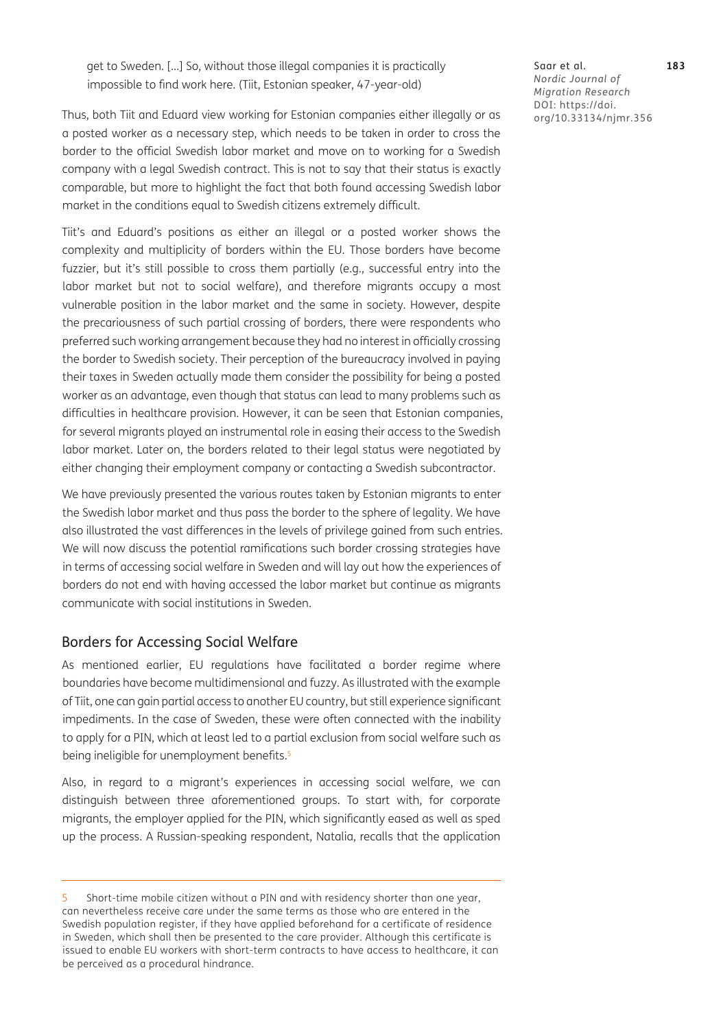> get to Sweden. […] So, without those illegal companies it is practically impossible to find work here. (Tiit, Estonian speaker, 47-year-old)

Thus, both Tiit and Eduard view working for Estonian companies either illegally or as a posted worker as a necessary step, which needs to be taken in order to cross the border to the official Swedish labor market and move on to working for a Swedish company with a legal Swedish contract. This is not to say that their status is exactly comparable, but more to highlight the fact that both found accessing Swedish labor market in the conditions equal to Swedish citizens extremely difficult.

Tiit's and Eduard's positions as either an illegal or a posted worker shows the complexity and multiplicity of borders within the EU. Those borders have become fuzzier, but it's still possible to cross them partially (e.g., successful entry into the labor market but not to social welfare), and therefore migrants occupy a most vulnerable position in the labor market and the same in society. However, despite the precariousness of such partial crossing of borders, there were respondents who preferred such working arrangement because they had no interest in officially crossing the border to Swedish society. Their perception of the bureaucracy involved in paying their taxes in Sweden actually made them consider the possibility for being a posted worker as an advantage, even though that status can lead to many problems such as difficulties in healthcare provision. However, it can be seen that Estonian companies, for several migrants played an instrumental role in easing their access to the Swedish labor market. Later on, the borders related to their legal status were negotiated by either changing their employment company or contacting a Swedish subcontractor.

We have previously presented the various routes taken by Estonian migrants to enter the Swedish labor market and thus pass the border to the sphere of legality. We have also illustrated the vast differences in the levels of privilege gained from such entries. We will now discuss the potential ramifications such border crossing strategies have in terms of accessing social welfare in Sweden and will lay out how the experiences of borders do not end with having accessed the labor market but continue as migrants communicate with social institutions in Sweden.

## Borders for Accessing Social Welfare

As mentioned earlier, EU regulations have facilitated a border regime where boundaries have become multidimensional and fuzzy. As illustrated with the example of Tiit, one can gain partial access to another EU country, but still experience significant impediments. In the case of Sweden, these were often connected with the inability to apply for a PIN, which at least led to a partial exclusion from social welfare such as being ineligible for unemployment benefits.[5]

Also, in regard to a migrant's experiences in accessing social welfare, we can distinguish between three aforementioned groups. To start with, for corporate migrants, the employer applied for the PIN, which significantly eased as well as sped up the process. A Russian-speaking respondent, Natalia, recalls that the application

---

[5] Short-time mobile citizen without a PIN and with residency shorter than one year, can nevertheless receive care under the same terms as those who are entered in the Swedish population register, if they have applied beforehand for a certificate of residence in Sweden, which shall then be presented to the care provider. Although this certificate is issued to enable EU workers with short-term contracts to have access to healthcare, it can be perceived as a procedural hindrance.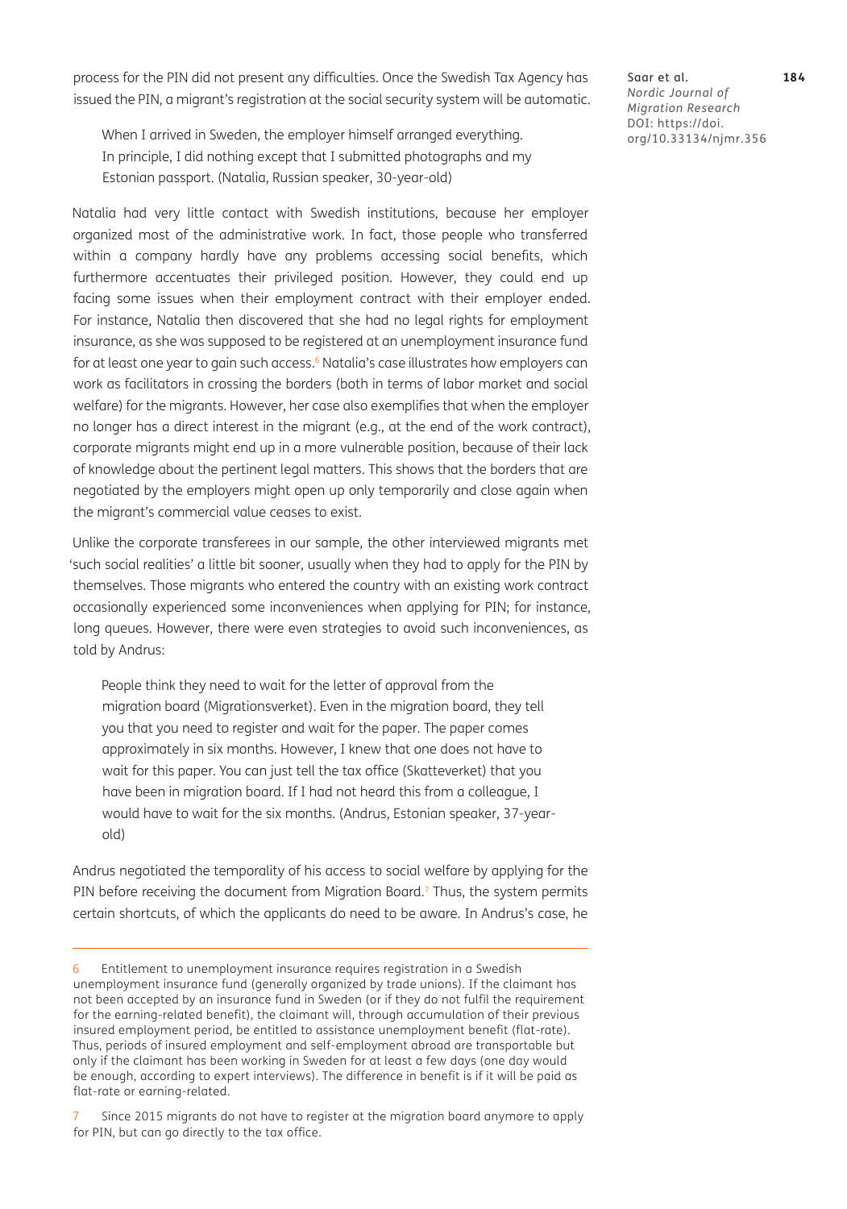process for the PIN did not present any difficulties. Once the Swedish Tax Agency has issued the PIN, a migrant's registration at the social security system will be automatic.

> When I arrived in Sweden, the employer himself arranged everything. In principle, I did nothing except that I submitted photographs and my Estonian passport. (Natalia, Russian speaker, 30-year-old)

Natalia had very little contact with Swedish institutions, because her employer organized most of the administrative work. In fact, those people who transferred within a company hardly have any problems accessing social benefits, which furthermore accentuates their privileged position. However, they could end up facing some issues when their employment contract with their employer ended. For instance, Natalia then discovered that she had no legal rights for employment insurance, as she was supposed to be registered at an unemployment insurance fund for at least one year to gain such access.[6] Natalia's case illustrates how employers can work as facilitators in crossing the borders (both in terms of labor market and social welfare) for the migrants. However, her case also exemplifies that when the employer no longer has a direct interest in the migrant (e.g., at the end of the work contract), corporate migrants might end up in a more vulnerable position, because of their lack of knowledge about the pertinent legal matters. This shows that the borders that are negotiated by the employers might open up only temporarily and close again when the migrant's commercial value ceases to exist.

Unlike the corporate transferees in our sample, the other interviewed migrants met 'such social realities' a little bit sooner, usually when they had to apply for the PIN by themselves. Those migrants who entered the country with an existing work contract occasionally experienced some inconveniences when applying for PIN; for instance, long queues. However, there were even strategies to avoid such inconveniences, as told by Andrus:

> People think they need to wait for the letter of approval from the migration board (Migrationsverket). Even in the migration board, they tell you that you need to register and wait for the paper. The paper comes approximately in six months. However, I knew that one does not have to wait for this paper. You can just tell the tax office (Skatteverket) that you have been in migration board. If I had not heard this from a colleague, I would have to wait for the six months. (Andrus, Estonian speaker, 37-year-old)

Andrus negotiated the temporality of his access to social welfare by applying for the PIN before receiving the document from Migration Board.[7] Thus, the system permits certain shortcuts, of which the applicants do need to be aware. In Andrus's case, he

---

6 Entitlement to unemployment insurance requires registration in a Swedish unemployment insurance fund (generally organized by trade unions). If the claimant has not been accepted by an insurance fund in Sweden (or if they do not fulfil the requirement for the earning-related benefit), the claimant will, through accumulation of their previous insured employment period, be entitled to assistance unemployment benefit (flat-rate). Thus, periods of insured employment and self-employment abroad are transportable but only if the claimant has been working in Sweden for at least a few days (one day would be enough, according to expert interviews). The difference in benefit is if it will be paid as flat-rate or earning-related.

7 Since 2015 migrants do not have to register at the migration board anymore to apply for PIN, but can go directly to the tax office.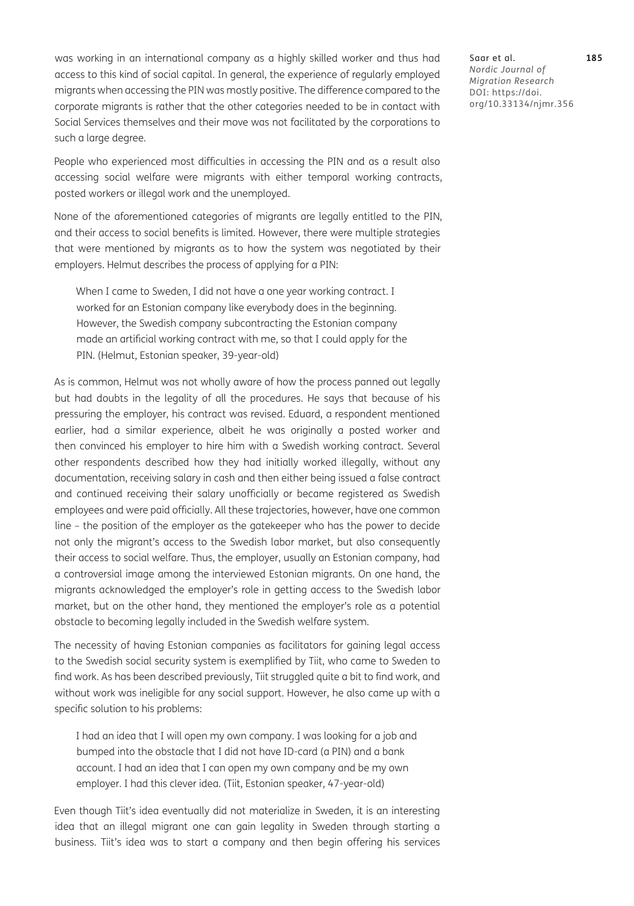was working in an international company as a highly skilled worker and thus had access to this kind of social capital. In general, the experience of regularly employed migrants when accessing the PIN was mostly positive. The difference compared to the corporate migrants is rather that the other categories needed to be in contact with Social Services themselves and their move was not facilitated by the corporations to such a large degree.

People who experienced most difficulties in accessing the PIN and as a result also accessing social welfare were migrants with either temporal working contracts, posted workers or illegal work and the unemployed.

None of the aforementioned categories of migrants are legally entitled to the PIN, and their access to social benefits is limited. However, there were multiple strategies that were mentioned by migrants as to how the system was negotiated by their employers. Helmut describes the process of applying for a PIN:

> When I came to Sweden, I did not have a one year working contract. I worked for an Estonian company like everybody does in the beginning. However, the Swedish company subcontracting the Estonian company made an artificial working contract with me, so that I could apply for the PIN. (Helmut, Estonian speaker, 39-year-old)

As is common, Helmut was not wholly aware of how the process panned out legally but had doubts in the legality of all the procedures. He says that because of his pressuring the employer, his contract was revised. Eduard, a respondent mentioned earlier, had a similar experience, albeit he was originally a posted worker and then convinced his employer to hire him with a Swedish working contract. Several other respondents described how they had initially worked illegally, without any documentation, receiving salary in cash and then either being issued a false contract and continued receiving their salary unofficially or became registered as Swedish employees and were paid officially. All these trajectories, however, have one common line – the position of the employer as the gatekeeper who has the power to decide not only the migrant's access to the Swedish labor market, but also consequently their access to social welfare. Thus, the employer, usually an Estonian company, had a controversial image among the interviewed Estonian migrants. On one hand, the migrants acknowledged the employer's role in getting access to the Swedish labor market, but on the other hand, they mentioned the employer's role as a potential obstacle to becoming legally included in the Swedish welfare system.

The necessity of having Estonian companies as facilitators for gaining legal access to the Swedish social security system is exemplified by Tiit, who came to Sweden to find work. As has been described previously, Tiit struggled quite a bit to find work, and without work was ineligible for any social support. However, he also came up with a specific solution to his problems:

> I had an idea that I will open my own company. I was looking for a job and bumped into the obstacle that I did not have ID-card (a PIN) and a bank account. I had an idea that I can open my own company and be my own employer. I had this clever idea. (Tiit, Estonian speaker, 47-year-old)

Even though Tiit's idea eventually did not materialize in Sweden, it is an interesting idea that an illegal migrant one can gain legality in Sweden through starting a business. Tiit's idea was to start a company and then begin offering his services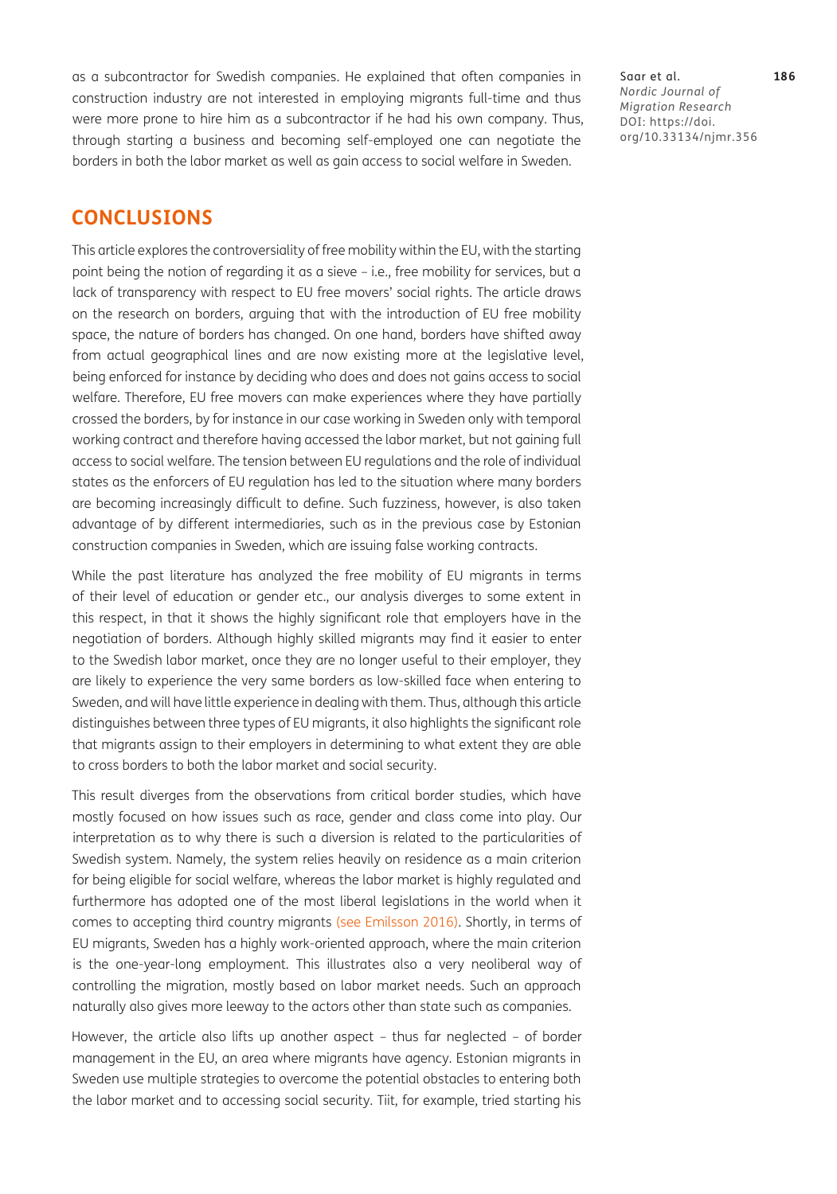as a subcontractor for Swedish companies. He explained that often companies in construction industry are not interested in employing migrants full-time and thus were more prone to hire him as a subcontractor if he had his own company. Thus, through starting a business and becoming self-employed one can negotiate the borders in both the labor market as well as gain access to social welfare in Sweden.

## CONCLUSIONS

This article explores the controversiality of free mobility within the EU, with the starting point being the notion of regarding it as a sieve – i.e., free mobility for services, but a lack of transparency with respect to EU free movers' social rights. The article draws on the research on borders, arguing that with the introduction of EU free mobility space, the nature of borders has changed. On one hand, borders have shifted away from actual geographical lines and are now existing more at the legislative level, being enforced for instance by deciding who does and does not gains access to social welfare. Therefore, EU free movers can make experiences where they have partially crossed the borders, by for instance in our case working in Sweden only with temporal working contract and therefore having accessed the labor market, but not gaining full access to social welfare. The tension between EU regulations and the role of individual states as the enforcers of EU regulation has led to the situation where many borders are becoming increasingly difficult to define. Such fuzziness, however, is also taken advantage of by different intermediaries, such as in the previous case by Estonian construction companies in Sweden, which are issuing false working contracts.

While the past literature has analyzed the free mobility of EU migrants in terms of their level of education or gender etc., our analysis diverges to some extent in this respect, in that it shows the highly significant role that employers have in the negotiation of borders. Although highly skilled migrants may find it easier to enter to the Swedish labor market, once they are no longer useful to their employer, they are likely to experience the very same borders as low-skilled face when entering to Sweden, and will have little experience in dealing with them. Thus, although this article distinguishes between three types of EU migrants, it also highlights the significant role that migrants assign to their employers in determining to what extent they are able to cross borders to both the labor market and social security.

This result diverges from the observations from critical border studies, which have mostly focused on how issues such as race, gender and class come into play. Our interpretation as to why there is such a diversion is related to the particularities of Swedish system. Namely, the system relies heavily on residence as a main criterion for being eligible for social welfare, whereas the labor market is highly regulated and furthermore has adopted one of the most liberal legislations in the world when it comes to accepting third country migrants (see Emilsson 2016). Shortly, in terms of EU migrants, Sweden has a highly work-oriented approach, where the main criterion is the one-year-long employment. This illustrates also a very neoliberal way of controlling the migration, mostly based on labor market needs. Such an approach naturally also gives more leeway to the actors other than state such as companies.

However, the article also lifts up another aspect – thus far neglected – of border management in the EU, an area where migrants have agency. Estonian migrants in Sweden use multiple strategies to overcome the potential obstacles to entering both the labor market and to accessing social security. Tiit, for example, tried starting his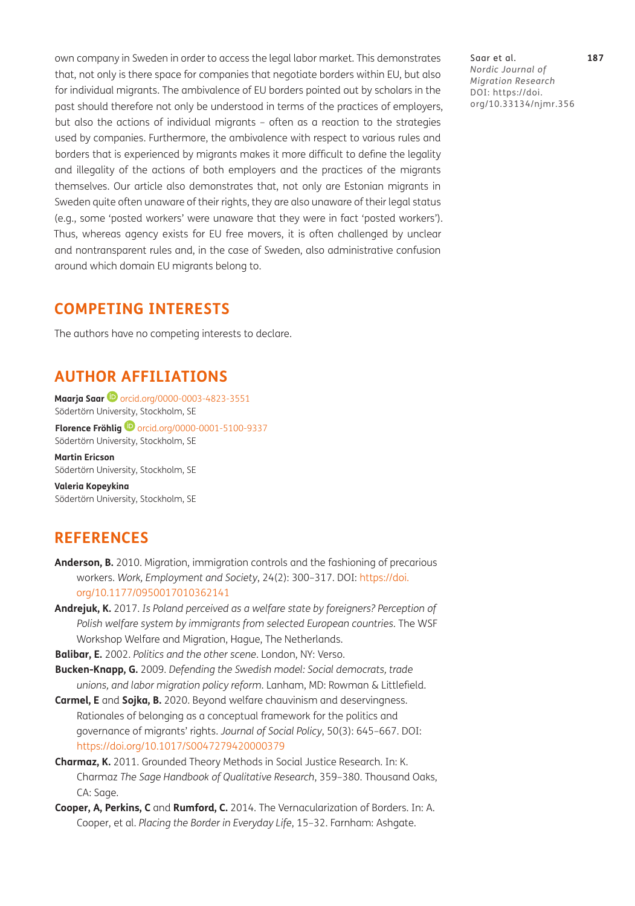own company in Sweden in order to access the legal labor market. This demonstrates that, not only is there space for companies that negotiate borders within EU, but also for individual migrants. The ambivalence of EU borders pointed out by scholars in the past should therefore not only be understood in terms of the practices of employers, but also the actions of individual migrants – often as a reaction to the strategies used by companies. Furthermore, the ambivalence with respect to various rules and borders that is experienced by migrants makes it more difficult to define the legality and illegality of the actions of both employers and the practices of the migrants themselves. Our article also demonstrates that, not only are Estonian migrants in Sweden quite often unaware of their rights, they are also unaware of their legal status (e.g., some 'posted workers' were unaware that they were in fact 'posted workers'). Thus, whereas agency exists for EU free movers, it is often challenged by unclear and nontransparent rules and, in the case of Sweden, also administrative confusion around which domain EU migrants belong to.

## COMPETING INTERESTS

The authors have no competing interests to declare.

## AUTHOR AFFILIATIONS

**Maarja Saar** orcid.org/0000-0003-4823-3551
Södertörn University, Stockholm, SE

**Florence Fröhlig** orcid.org/0000-0001-5100-9337
Södertörn University, Stockholm, SE

**Martin Ericson**
Södertörn University, Stockholm, SE

**Valeria Kopeykina**
Södertörn University, Stockholm, SE

## REFERENCES

**Anderson, B.** 2010. Migration, immigration controls and the fashioning of precarious workers. *Work, Employment and Society*, 24(2): 300–317. DOI: https://doi.org/10.1177/0950017010362141

**Andrejuk, K.** 2017. *Is Poland perceived as a welfare state by foreigners? Perception of Polish welfare system by immigrants from selected European countries*. The WSF Workshop Welfare and Migration, Hague, The Netherlands.

**Balibar, E.** 2002. *Politics and the other scene*. London, NY: Verso.

**Bucken-Knapp, G.** 2009. *Defending the Swedish model: Social democrats, trade unions, and labor migration policy reform*. Lanham, MD: Rowman & Littlefield.

**Carmel, E** and **Sojka, B.** 2020. Beyond welfare chauvinism and deservingness. Rationales of belonging as a conceptual framework for the politics and governance of migrants' rights. *Journal of Social Policy*, 50(3): 645–667. DOI: https://doi.org/10.1017/S0047279420000379

**Charmaz, K.** 2011. Grounded Theory Methods in Social Justice Research. In: K. Charmaz *The Sage Handbook of Qualitative Research*, 359–380. Thousand Oaks, CA: Sage.

**Cooper, A, Perkins, C** and **Rumford, C.** 2014. The Vernacularization of Borders. In: A. Cooper, et al. *Placing the Border in Everyday Life*, 15–32. Farnham: Ashgate.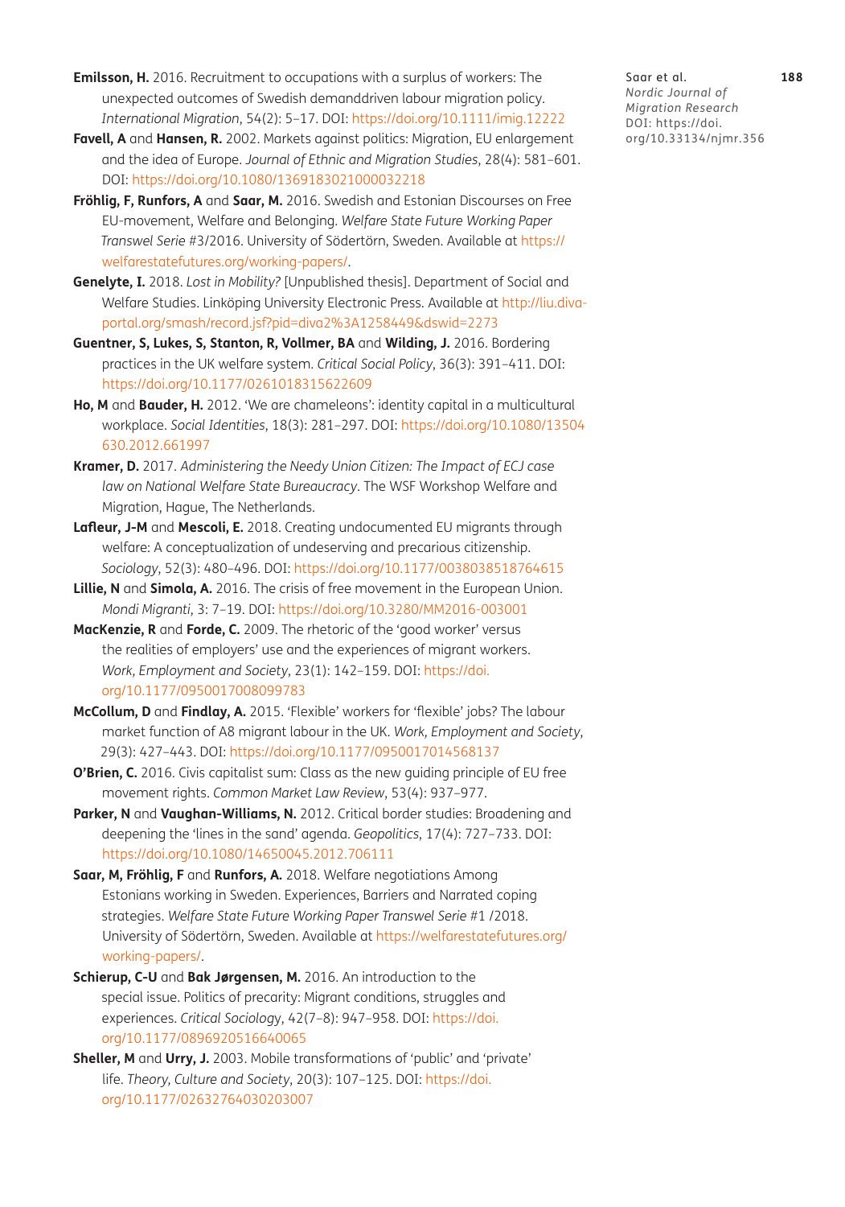**Emilsson, H.** 2016. Recruitment to occupations with a surplus of workers: The unexpected outcomes of Swedish demanddriven labour migration policy. *International Migration*, 54(2): 5–17. DOI: https://doi.org/10.1111/imig.12222

**Favell, A** and **Hansen, R.** 2002. Markets against politics: Migration, EU enlargement and the idea of Europe. *Journal of Ethnic and Migration Studies*, 28(4): 581–601. DOI: https://doi.org/10.1080/1369183021000032218

**Fröhlig, F, Runfors, A** and **Saar, M.** 2016. Swedish and Estonian Discourses on Free EU-movement, Welfare and Belonging. *Welfare State Future Working Paper Transwel Serie* #3/2016. University of Södertörn, Sweden. Available at https://welfarestatefutures.org/working-papers/.

**Genelyte, I.** 2018. *Lost in Mobility?* [Unpublished thesis]. Department of Social and Welfare Studies. Linköping University Electronic Press. Available at http://liu.diva-portal.org/smash/record.jsf?pid=diva2%3A1258449&dswid=2273

**Guentner, S, Lukes, S, Stanton, R, Vollmer, BA** and **Wilding, J.** 2016. Bordering practices in the UK welfare system. *Critical Social Policy*, 36(3): 391–411. DOI: https://doi.org/10.1177/0261018315622609

**Ho, M** and **Bauder, H.** 2012. 'We are chameleons': identity capital in a multicultural workplace. *Social Identities*, 18(3): 281–297. DOI: https://doi.org/10.1080/13504630.2012.661997

**Kramer, D.** 2017. *Administering the Needy Union Citizen: The Impact of ECJ case law on National Welfare State Bureaucracy*. The WSF Workshop Welfare and Migration, Hague, The Netherlands.

**Lafleur, J-M** and **Mescoli, E.** 2018. Creating undocumented EU migrants through welfare: A conceptualization of undeserving and precarious citizenship. *Sociology*, 52(3): 480–496. DOI: https://doi.org/10.1177/0038038518764615

**Lillie, N** and **Simola, A.** 2016. The crisis of free movement in the European Union. *Mondi Migranti*, 3: 7–19. DOI: https://doi.org/10.3280/MM2016-003001

**MacKenzie, R** and **Forde, C.** 2009. The rhetoric of the 'good worker' versus the realities of employers' use and the experiences of migrant workers. *Work, Employment and Society*, 23(1): 142–159. DOI: https://doi.org/10.1177/0950017008099783

**McCollum, D** and **Findlay, A.** 2015. 'Flexible' workers for 'flexible' jobs? The labour market function of A8 migrant labour in the UK. *Work, Employment and Society*, 29(3): 427–443. DOI: https://doi.org/10.1177/0950017014568137

**O'Brien, C.** 2016. Civis capitalist sum: Class as the new guiding principle of EU free movement rights. *Common Market Law Review*, 53(4): 937–977.

**Parker, N** and **Vaughan-Williams, N.** 2012. Critical border studies: Broadening and deepening the 'lines in the sand' agenda. *Geopolitics*, 17(4): 727–733. DOI: https://doi.org/10.1080/14650045.2012.706111

**Saar, M, Fröhlig, F** and **Runfors, A.** 2018. Welfare negotiations Among Estonians working in Sweden. Experiences, Barriers and Narrated coping strategies. *Welfare State Future Working Paper Transwel Serie* #1 /2018. University of Södertörn, Sweden. Available at https://welfarestatefutures.org/working-papers/.

**Schierup, C-U** and **Bak Jørgensen, M.** 2016. An introduction to the special issue. Politics of precarity: Migrant conditions, struggles and experiences. *Critical Sociology*, 42(7–8): 947–958. DOI: https://doi.org/10.1177/0896920516640065

**Sheller, M** and **Urry, J.** 2003. Mobile transformations of 'public' and 'private' life. *Theory, Culture and Society*, 20(3): 107–125. DOI: https://doi.org/10.1177/02632764030203007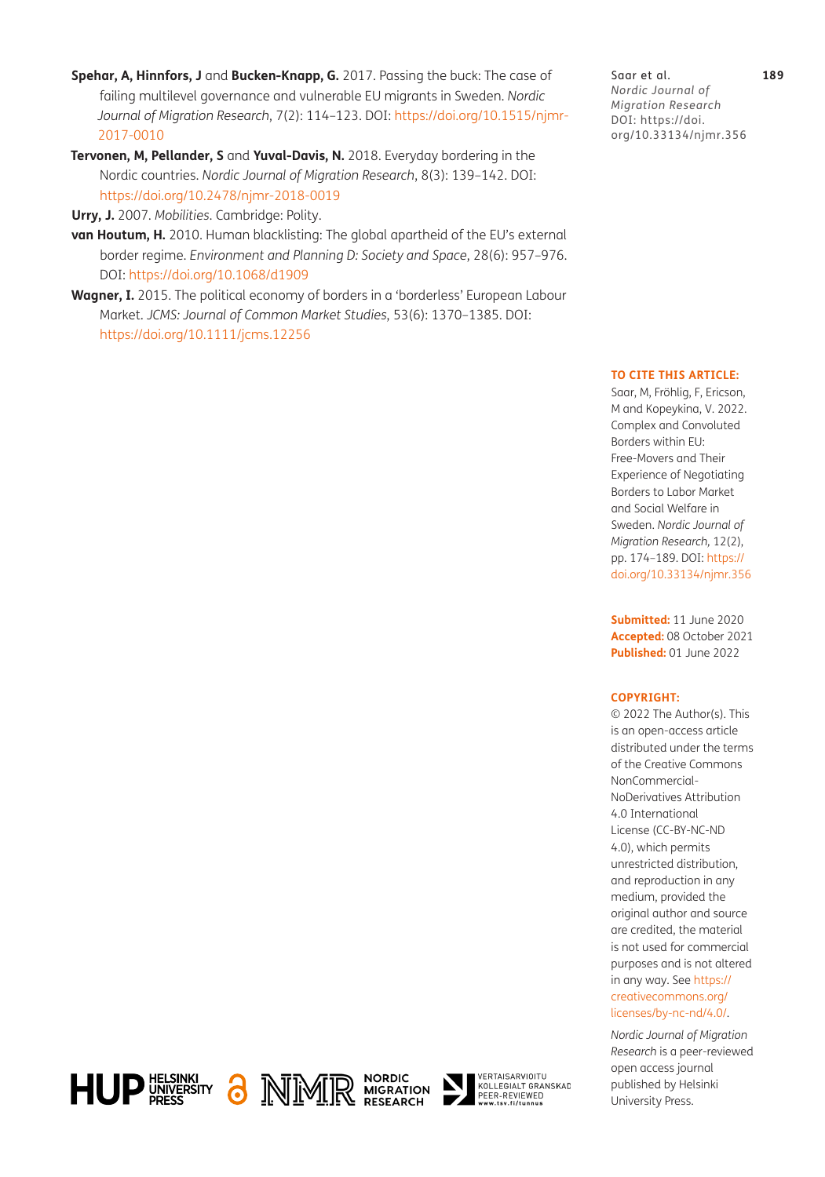**Spehar, A, Hinnfors, J** and **Bucken-Knapp, G.** 2017. Passing the buck: The case of failing multilevel governance and vulnerable EU migrants in Sweden. *Nordic Journal of Migration Research*, 7(2): 114–123. DOI: https://doi.org/10.1515/njmr-2017-0010

**Tervonen, M, Pellander, S** and **Yuval-Davis, N.** 2018. Everyday bordering in the Nordic countries. *Nordic Journal of Migration Research*, 8(3): 139–142. DOI: https://doi.org/10.2478/njmr-2018-0019

**Urry, J.** 2007. *Mobilities*. Cambridge: Polity.

**van Houtum, H.** 2010. Human blacklisting: The global apartheid of the EU's external border regime. *Environment and Planning D: Society and Space*, 28(6): 957–976. DOI: https://doi.org/10.1068/d1909

**Wagner, I.** 2015. The political economy of borders in a 'borderless' European Labour Market. *JCMS: Journal of Common Market Studies*, 53(6): 1370–1385. DOI: https://doi.org/10.1111/jcms.12256

**TO CITE THIS ARTICLE:**
Saar, M, Fröhlig, F, Ericson, M and Kopeykina, V. 2022. Complex and Convoluted Borders within EU: Free-Movers and Their Experience of Negotiating Borders to Labor Market and Social Welfare in Sweden. *Nordic Journal of Migration Research*, 12(2), pp. 174–189. DOI: https://doi.org/10.33134/njmr.356

**Submitted:** 11 June 2020
**Accepted:** 08 October 2021
**Published:** 01 June 2022

**COPYRIGHT:**
© 2022 The Author(s). This is an open-access article distributed under the terms of the Creative Commons NonCommercial-NoDerivatives Attribution 4.0 International License (CC-BY-NC-ND 4.0), which permits unrestricted distribution, and reproduction in any medium, provided the original author and source are credited, the material is not used for commercial purposes and is not altered in any way. See https://creativecommons.org/licenses/by-nc-nd/4.0/.

*Nordic Journal of Migration Research* is a peer-reviewed open access journal published by Helsinki University Press.